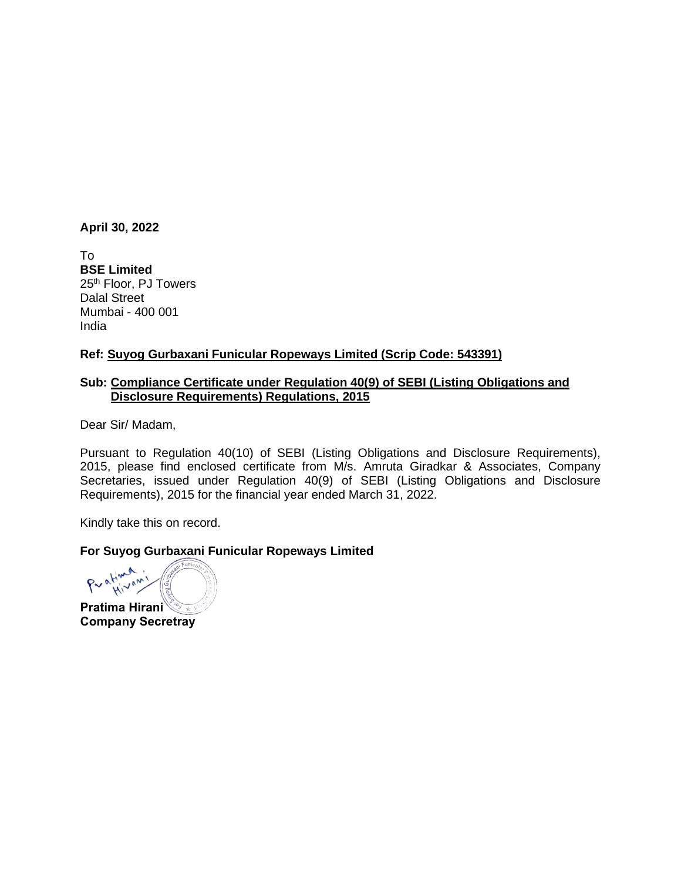**April 30, 2022**

To
**BSE Limited**
25th Floor, PJ Towers
Dalal Street
Mumbai - 400 001
India

**Ref: Suyog Gurbaxani Funicular Ropeways Limited (Scrip Code: 543391)**

**Sub: Compliance Certificate under Regulation 40(9) of SEBI (Listing Obligations and Disclosure Requirements) Regulations, 2015**

Dear Sir/ Madam,

Pursuant to Regulation 40(10) of SEBI (Listing Obligations and Disclosure Requirements), 2015, please find enclosed certificate from M/s. Amruta Giradkar & Associates, Company Secretaries, issued under Regulation 40(9) of SEBI (Listing Obligations and Disclosure Requirements), 2015 for the financial year ended March 31, 2022.

Kindly take this on record.

**For Suyog Gurbaxani Funicular Ropeways Limited**

**Pratima Hirani**
**Company Secretray**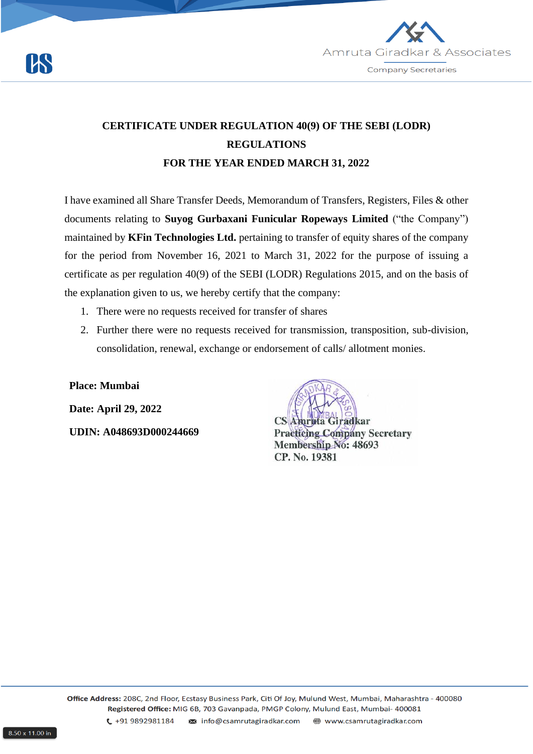Amruta Giradkar & Associates

Company Secretaries

## CERTIFICATE UNDER REGULATION 40(9) OF THE SEBI (LODR) REGULATIONS

## FOR THE YEAR ENDED MARCH 31, 2022

I have examined all Share Transfer Deeds, Memorandum of Transfers, Registers, Files & other documents relating to **Suyog Gurbaxani Funicular Ropeways Limited** ("the Company") maintained by **KFin Technologies Ltd.** pertaining to transfer of equity shares of the company for the period from November 16, 2021 to March 31, 2022 for the purpose of issuing a certificate as per regulation 40(9) of the SEBI (LODR) Regulations 2015, and on the basis of the explanation given to us, we hereby certify that the company:

1. There were no requests received for transfer of shares
2. Further there were no requests received for transmission, transposition, sub-division, consolidation, renewal, exchange or endorsement of calls/ allotment monies.

**Place: Mumbai**

**Date: April 29, 2022**

**UDIN: A048693D000244669**

**CS Amruta Giradkar**
**Practicing Company Secretary**
**Membership No: 48693**
**CP. No. 19381**

**Office Address:** 208C, 2nd Floor, Ecstasy Business Park, Citi Of Joy, Mulund West, Mumbai, Maharashtra - 400080
**Registered Office:** MIG 6B, 703 Gavanpada, PMGP Colony, Mulund East, Mumbai- 400081
+91 9892981184 info@csamrutagiradkar.com www.csamrutagiradkar.com